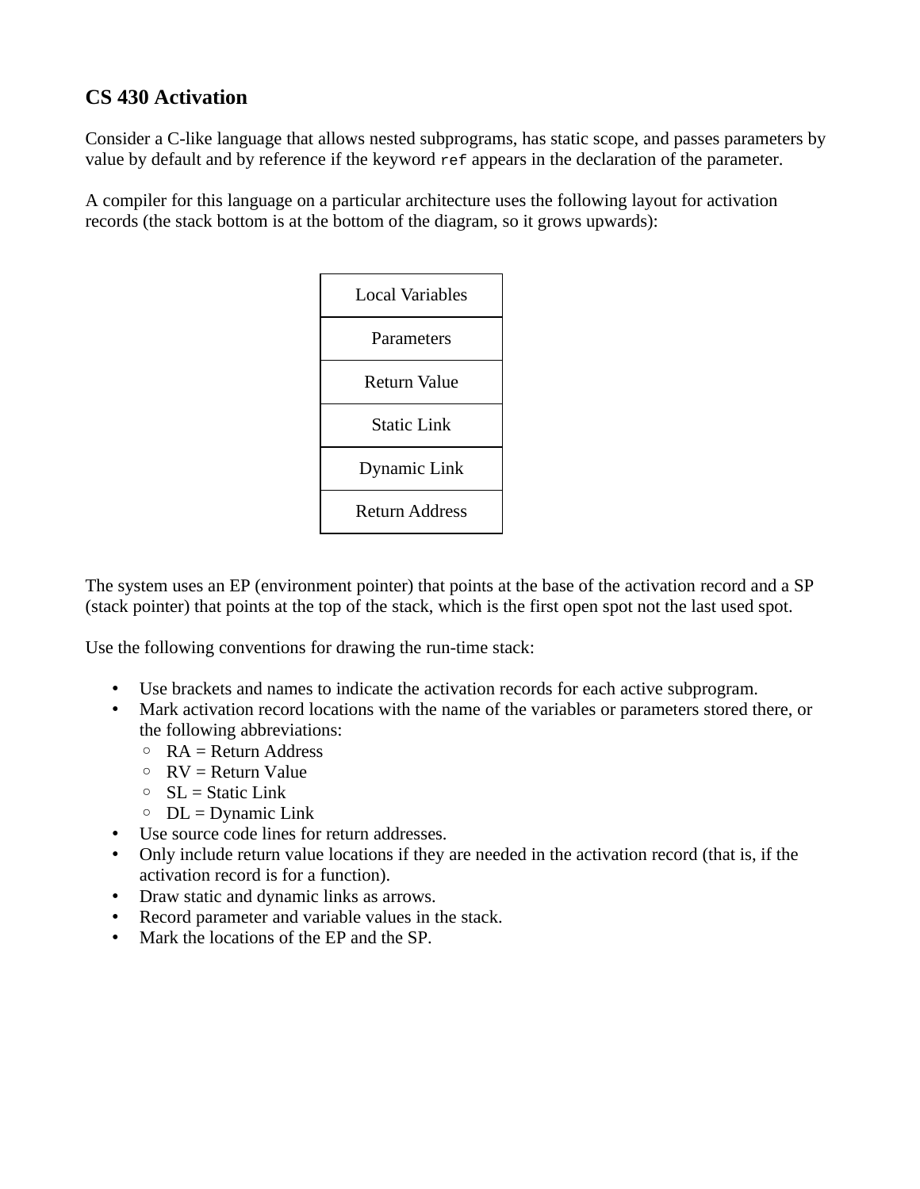### CS 430 Activation

Consider a C-like language that allows nested subprograms, has static scope, and passes parameters by value by default and by reference if the keyword `ref` appears in the declaration of the parameter.

A compiler for this language on a particular architecture uses the following layout for activation records (the stack bottom is at the bottom of the diagram, so it grows upwards):

| Local Variables |
|---|
| Parameters |
| Return Value |
| Static Link |
| Dynamic Link |
| Return Address |

The system uses an EP (environment pointer) that points at the base of the activation record and a SP (stack pointer) that points at the top of the stack, which is the first open spot not the last used spot.

Use the following conventions for drawing the run-time stack:

- Use brackets and names to indicate the activation records for each active subprogram.
- Mark activation record locations with the name of the variables or parameters stored there, or the following abbreviations:
  - RA = Return Address
  - RV = Return Value
  - SL = Static Link
  - DL = Dynamic Link
- Use source code lines for return addresses.
- Only include return value locations if they are needed in the activation record (that is, if the activation record is for a function).
- Draw static and dynamic links as arrows.
- Record parameter and variable values in the stack.
- Mark the locations of the EP and the SP.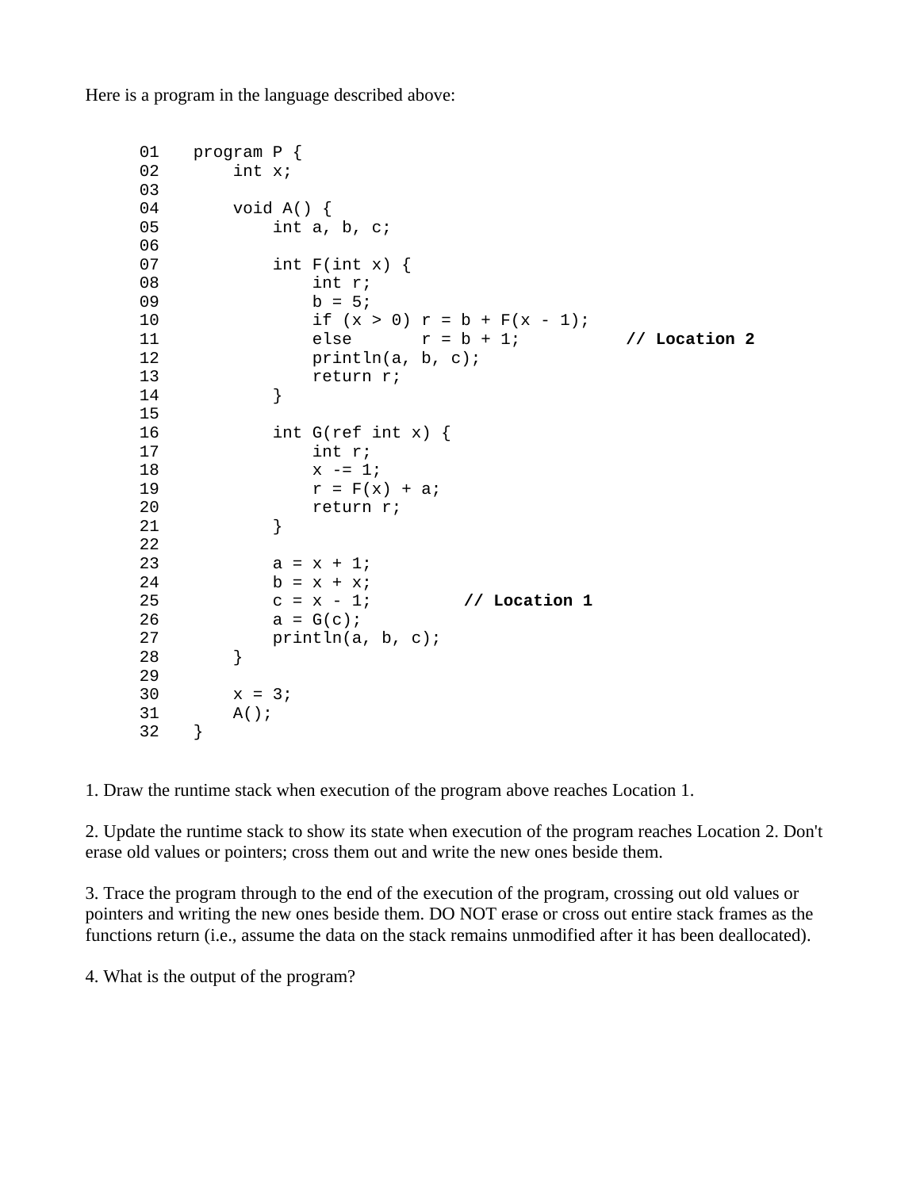Here is a program in the language described above:

```
01   program P {
02       int x;
03
04       void A() {
05           int a, b, c;
06
07           int F(int x) {
08               int r;
09               b = 5;
10               if (x > 0) r = b + F(x - 1);
11               else       r = b + 1;          // Location 2
12               println(a, b, c);
13               return r;
14           }
15
16           int G(ref int x) {
17               int r;
18               x -= 1;
19               r = F(x) + a;
20               return r;
21           }
22
23           a = x + 1;
24           b = x + x;
25           c = x - 1;         // Location 1
26           a = G(c);
27           println(a, b, c);
28       }
29
30       x = 3;
31       A();
32   }
```

1. Draw the runtime stack when execution of the program above reaches Location 1.

2. Update the runtime stack to show its state when execution of the program reaches Location 2. Don't erase old values or pointers; cross them out and write the new ones beside them.

3. Trace the program through to the end of the execution of the program, crossing out old values or pointers and writing the new ones beside them. DO NOT erase or cross out entire stack frames as the functions return (i.e., assume the data on the stack remains unmodified after it has been deallocated).

4. What is the output of the program?